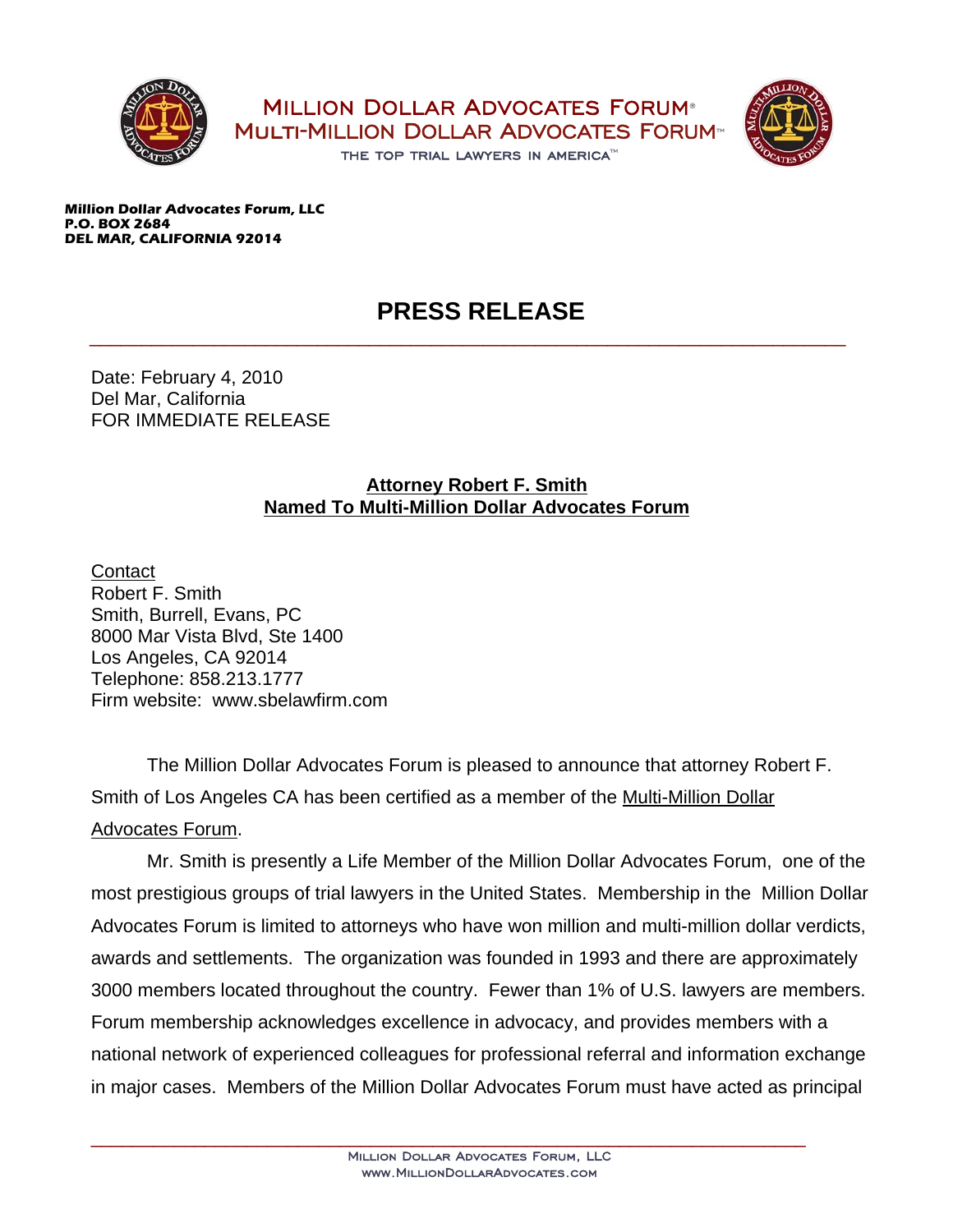**MILLION DOLLAR ADVOCATES FORUM®**
**MULTI-MILLION DOLLAR ADVOCATES FORUM™**
THE TOP TRIAL LAWYERS IN AMERICA™

**Million Dollar Advocates Forum, LLC**
**P.O. BOX 2684**
**DEL MAR, CALIFORNIA 92014**

# PRESS RELEASE

Date: February 4, 2010
Del Mar, California
FOR IMMEDIATE RELEASE

## Attorney Robert F. Smith Named To Multi-Million Dollar Advocates Forum

Contact
Robert F. Smith
Smith, Burrell, Evans, PC
8000 Mar Vista Blvd, Ste 1400
Los Angeles, CA 92014
Telephone: 858.213.1777
Firm website: www.sbelawfirm.com

The Million Dollar Advocates Forum is pleased to announce that attorney Robert F. Smith of Los Angeles CA has been certified as a member of the Multi-Million Dollar Advocates Forum.

Mr. Smith is presently a Life Member of the Million Dollar Advocates Forum, one of the most prestigious groups of trial lawyers in the United States. Membership in the Million Dollar Advocates Forum is limited to attorneys who have won million and multi-million dollar verdicts, awards and settlements. The organization was founded in 1993 and there are approximately 3000 members located throughout the country. Fewer than 1% of U.S. lawyers are members. Forum membership acknowledges excellence in advocacy, and provides members with a national network of experienced colleagues for professional referral and information exchange in major cases. Members of the Million Dollar Advocates Forum must have acted as principal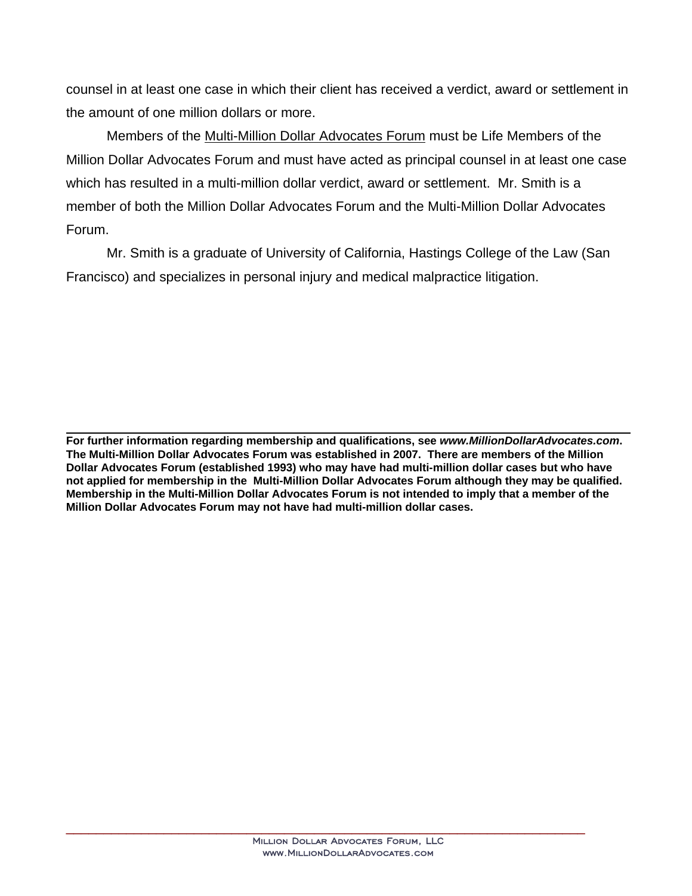counsel in at least one case in which their client has received a verdict, award or settlement in the amount of one million dollars or more.

Members of the Multi-Million Dollar Advocates Forum must be Life Members of the Million Dollar Advocates Forum and must have acted as principal counsel in at least one case which has resulted in a multi-million dollar verdict, award or settlement. Mr. Smith is a member of both the Million Dollar Advocates Forum and the Multi-Million Dollar Advocates Forum.

Mr. Smith is a graduate of University of California, Hastings College of the Law (San Francisco) and specializes in personal injury and medical malpractice litigation.

---

**For further information regarding membership and qualifications, see *www.MillionDollarAdvocates.com*. The Multi-Million Dollar Advocates Forum was established in 2007. There are members of the Million Dollar Advocates Forum (established 1993) who may have had multi-million dollar cases but who have not applied for membership in the Multi-Million Dollar Advocates Forum although they may be qualified. Membership in the Multi-Million Dollar Advocates Forum is not intended to imply that a member of the Million Dollar Advocates Forum may not have had multi-million dollar cases.**